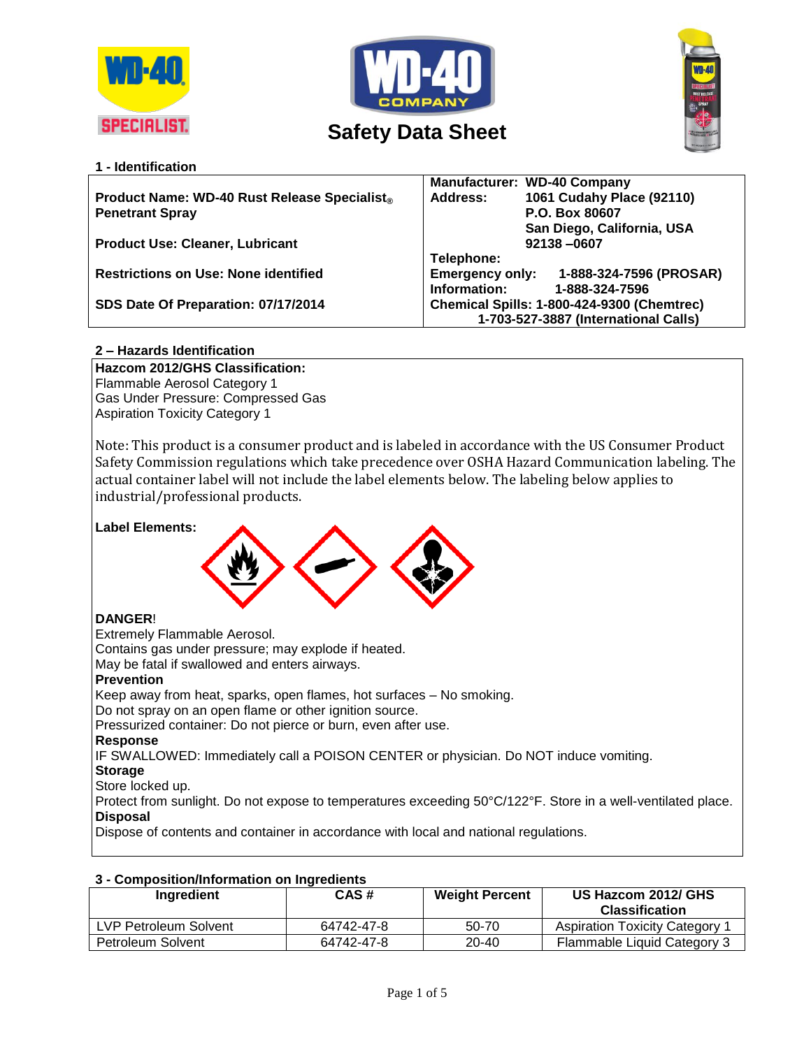# Safety Data Sheet

## 1 - Identification

| | |
|---|---|
| **Product Name: WD-40 Rust Release Specialist® Penetrant Spray** | **Manufacturer: WD-40 Company** |
| | **Address: 1061 Cudahy Place (92110)** |
| | **P.O. Box 80607** |
| | **San Diego, California, USA** |
| **Product Use: Cleaner, Lubricant** | **92138 –0607** |
| | **Telephone:** |
| **Restrictions on Use: None identified** | **Emergency only: 1-888-324-7596 (PROSAR)** |
| | **Information: 1-888-324-7596** |
| **SDS Date Of Preparation: 07/17/2014** | **Chemical Spills: 1-800-424-9300 (Chemtrec)** |
| | **1-703-527-3887 (International Calls)** |

## 2 – Hazards Identification

**Hazcom 2012/GHS Classification:**
Flammable Aerosol Category 1
Gas Under Pressure: Compressed Gas
Aspiration Toxicity Category 1

Note: This product is a consumer product and is labeled in accordance with the US Consumer Product Safety Commission regulations which take precedence over OSHA Hazard Communication labeling. The actual container label will not include the label elements below. The labeling below applies to industrial/professional products.

**Label Elements:**

**DANGER**!
Extremely Flammable Aerosol.
Contains gas under pressure; may explode if heated.
May be fatal if swallowed and enters airways.

**Prevention**
Keep away from heat, sparks, open flames, hot surfaces – No smoking.
Do not spray on an open flame or other ignition source.
Pressurized container: Do not pierce or burn, even after use.

**Response**
IF SWALLOWED: Immediately call a POISON CENTER or physician. Do NOT induce vomiting.

**Storage**
Store locked up.
Protect from sunlight. Do not expose to temperatures exceeding 50°C/122°F. Store in a well-ventilated place.

**Disposal**
Dispose of contents and container in accordance with local and national regulations.

## 3 - Composition/Information on Ingredients

| Ingredient | CAS # | Weight Percent | US Hazcom 2012/ GHS Classification |
|---|---|---|---|
| LVP Petroleum Solvent | 64742-47-8 | 50-70 | Aspiration Toxicity Category 1 |
| Petroleum Solvent | 64742-47-8 | 20-40 | Flammable Liquid Category 3 |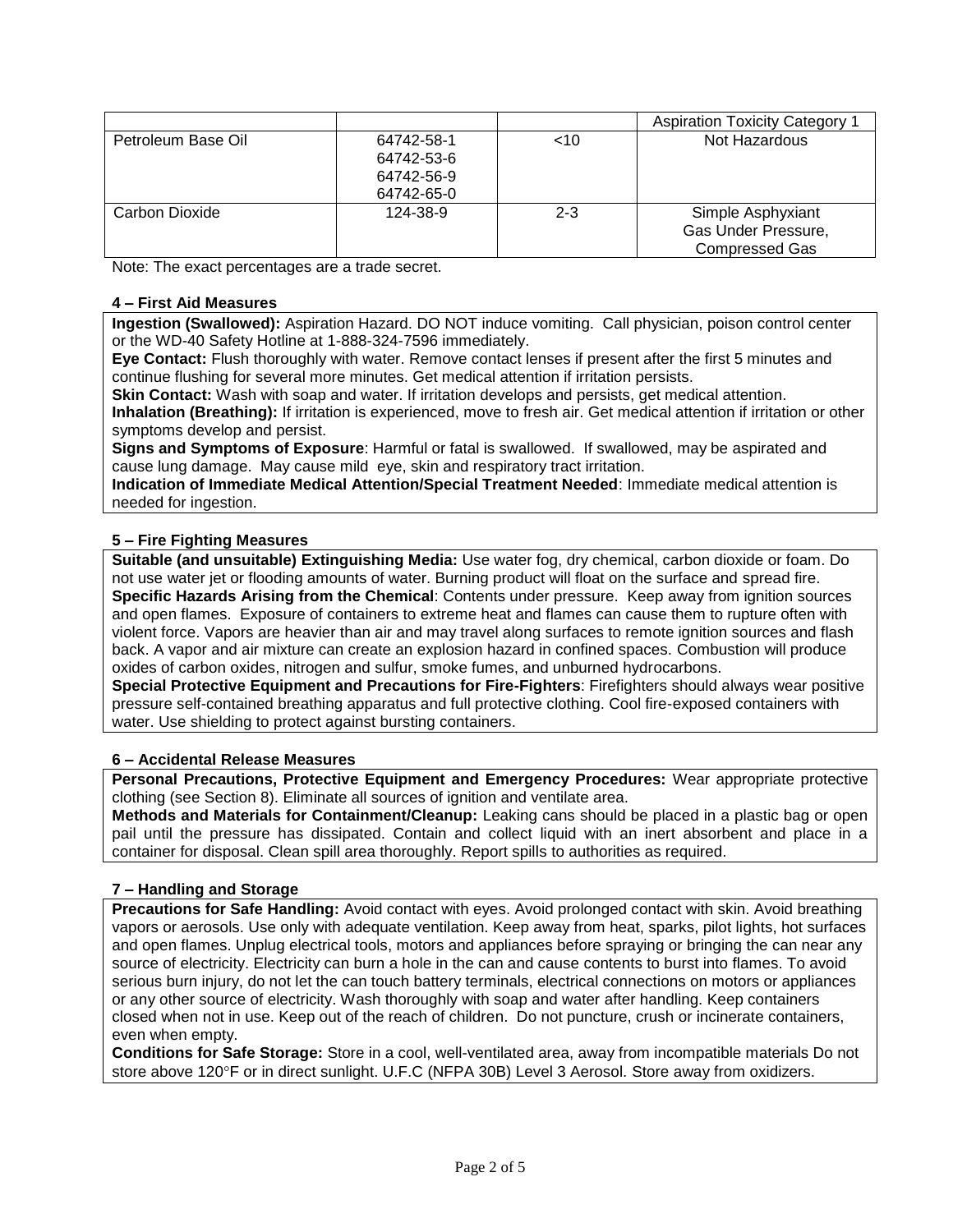| | | | Aspiration Toxicity Category 1 |
|---|---|---|---|
| Petroleum Base Oil | 64742-58-1<br>64742-53-6<br>64742-56-9<br>64742-65-0 | <10 | Not Hazardous |
| Carbon Dioxide | 124-38-9 | 2-3 | Simple Asphyxiant<br>Gas Under Pressure,<br>Compressed Gas |

Note: The exact percentages are a trade secret.

### 4 – First Aid Measures

**Ingestion (Swallowed):** Aspiration Hazard. DO NOT induce vomiting. Call physician, poison control center or the WD-40 Safety Hotline at 1-888-324-7596 immediately.
**Eye Contact:** Flush thoroughly with water. Remove contact lenses if present after the first 5 minutes and continue flushing for several more minutes. Get medical attention if irritation persists.
**Skin Contact:** Wash with soap and water. If irritation develops and persists, get medical attention.
**Inhalation (Breathing):** If irritation is experienced, move to fresh air. Get medical attention if irritation or other symptoms develop and persist.
**Signs and Symptoms of Exposure**: Harmful or fatal is swallowed. If swallowed, may be aspirated and cause lung damage. May cause mild eye, skin and respiratory tract irritation.
**Indication of Immediate Medical Attention/Special Treatment Needed**: Immediate medical attention is needed for ingestion.

### 5 – Fire Fighting Measures

**Suitable (and unsuitable) Extinguishing Media:** Use water fog, dry chemical, carbon dioxide or foam. Do not use water jet or flooding amounts of water. Burning product will float on the surface and spread fire.
**Specific Hazards Arising from the Chemical**: Contents under pressure. Keep away from ignition sources and open flames. Exposure of containers to extreme heat and flames can cause them to rupture often with violent force. Vapors are heavier than air and may travel along surfaces to remote ignition sources and flash back. A vapor and air mixture can create an explosion hazard in confined spaces. Combustion will produce oxides of carbon oxides, nitrogen and sulfur, smoke fumes, and unburned hydrocarbons.
**Special Protective Equipment and Precautions for Fire-Fighters**: Firefighters should always wear positive pressure self-contained breathing apparatus and full protective clothing. Cool fire-exposed containers with water. Use shielding to protect against bursting containers.

### 6 – Accidental Release Measures

**Personal Precautions, Protective Equipment and Emergency Procedures:** Wear appropriate protective clothing (see Section 8). Eliminate all sources of ignition and ventilate area.
**Methods and Materials for Containment/Cleanup:** Leaking cans should be placed in a plastic bag or open pail until the pressure has dissipated. Contain and collect liquid with an inert absorbent and place in a container for disposal. Clean spill area thoroughly. Report spills to authorities as required.

### 7 – Handling and Storage

**Precautions for Safe Handling:** Avoid contact with eyes. Avoid prolonged contact with skin. Avoid breathing vapors or aerosols. Use only with adequate ventilation. Keep away from heat, sparks, pilot lights, hot surfaces and open flames. Unplug electrical tools, motors and appliances before spraying or bringing the can near any source of electricity. Electricity can burn a hole in the can and cause contents to burst into flames. To avoid serious burn injury, do not let the can touch battery terminals, electrical connections on motors or appliances or any other source of electricity. Wash thoroughly with soap and water after handling. Keep containers closed when not in use. Keep out of the reach of children. Do not puncture, crush or incinerate containers, even when empty.
**Conditions for Safe Storage:** Store in a cool, well-ventilated area, away from incompatible materials Do not store above 120°F or in direct sunlight. U.F.C (NFPA 30B) Level 3 Aerosol. Store away from oxidizers.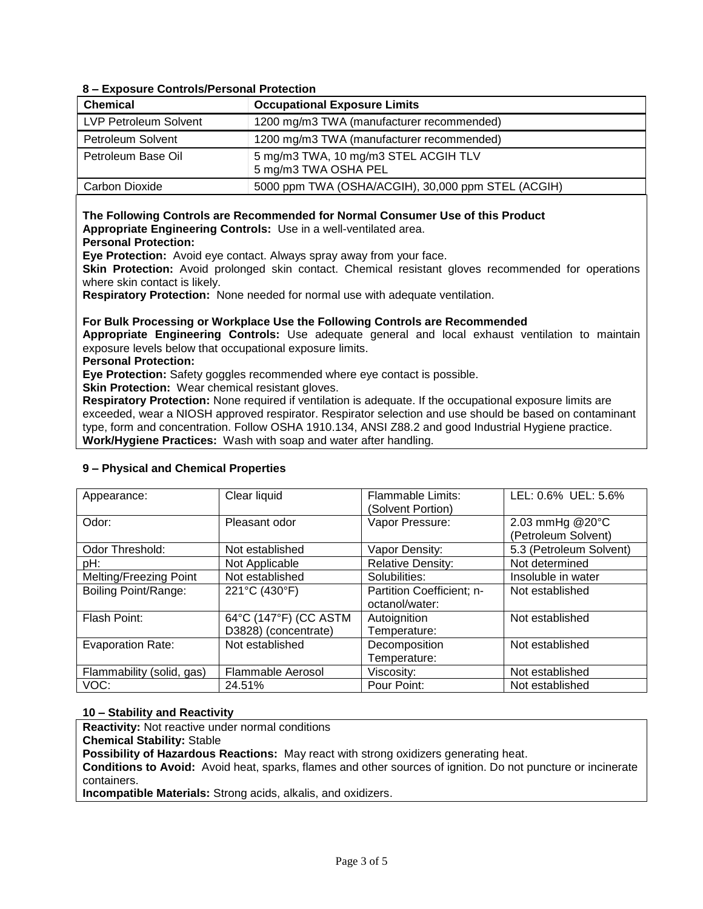## 8 – Exposure Controls/Personal Protection

| Chemical | Occupational Exposure Limits |
|---|---|
| LVP Petroleum Solvent | 1200 mg/m3 TWA (manufacturer recommended) |
| Petroleum Solvent | 1200 mg/m3 TWA (manufacturer recommended) |
| Petroleum Base Oil | 5 mg/m3 TWA, 10 mg/m3 STEL ACGIH TLV<br>5 mg/m3 TWA OSHA PEL |
| Carbon Dioxide | 5000 ppm TWA (OSHA/ACGIH), 30,000 ppm STEL (ACGIH) |

**The Following Controls are Recommended for Normal Consumer Use of this Product**
**Appropriate Engineering Controls:** Use in a well-ventilated area.
**Personal Protection:**
**Eye Protection:** Avoid eye contact. Always spray away from your face.
**Skin Protection:** Avoid prolonged skin contact. Chemical resistant gloves recommended for operations where skin contact is likely.
**Respiratory Protection:** None needed for normal use with adequate ventilation.

**For Bulk Processing or Workplace Use the Following Controls are Recommended**
**Appropriate Engineering Controls:** Use adequate general and local exhaust ventilation to maintain exposure levels below that occupational exposure limits.
**Personal Protection:**
**Eye Protection:** Safety goggles recommended where eye contact is possible.
**Skin Protection:** Wear chemical resistant gloves.
**Respiratory Protection:** None required if ventilation is adequate. If the occupational exposure limits are exceeded, wear a NIOSH approved respirator. Respirator selection and use should be based on contaminant type, form and concentration. Follow OSHA 1910.134, ANSI Z88.2 and good Industrial Hygiene practice.
**Work/Hygiene Practices:** Wash with soap and water after handling.

## 9 – Physical and Chemical Properties

| Appearance: | Clear liquid | Flammable Limits: (Solvent Portion) | LEL: 0.6% UEL: 5.6% |
|---|---|---|---|
| Odor: | Pleasant odor | Vapor Pressure: | 2.03 mmHg @20°C (Petroleum Solvent) |
| Odor Threshold: | Not established | Vapor Density: | 5.3 (Petroleum Solvent) |
| pH: | Not Applicable | Relative Density: | Not determined |
| Melting/Freezing Point | Not established | Solubilities: | Insoluble in water |
| Boiling Point/Range: | 221°C (430°F) | Partition Coefficient; n-octanol/water: | Not established |
| Flash Point: | 64°C (147°F) (CC ASTM D3828) (concentrate) | Autoignition Temperature: | Not established |
| Evaporation Rate: | Not established | Decomposition Temperature: | Not established |
| Flammability (solid, gas) | Flammable Aerosol | Viscosity: | Not established |
| VOC: | 24.51% | Pour Point: | Not established |

## 10 – Stability and Reactivity

**Reactivity:** Not reactive under normal conditions
**Chemical Stability:** Stable
**Possibility of Hazardous Reactions:** May react with strong oxidizers generating heat.
**Conditions to Avoid:** Avoid heat, sparks, flames and other sources of ignition. Do not puncture or incinerate containers.
**Incompatible Materials:** Strong acids, alkalis, and oxidizers.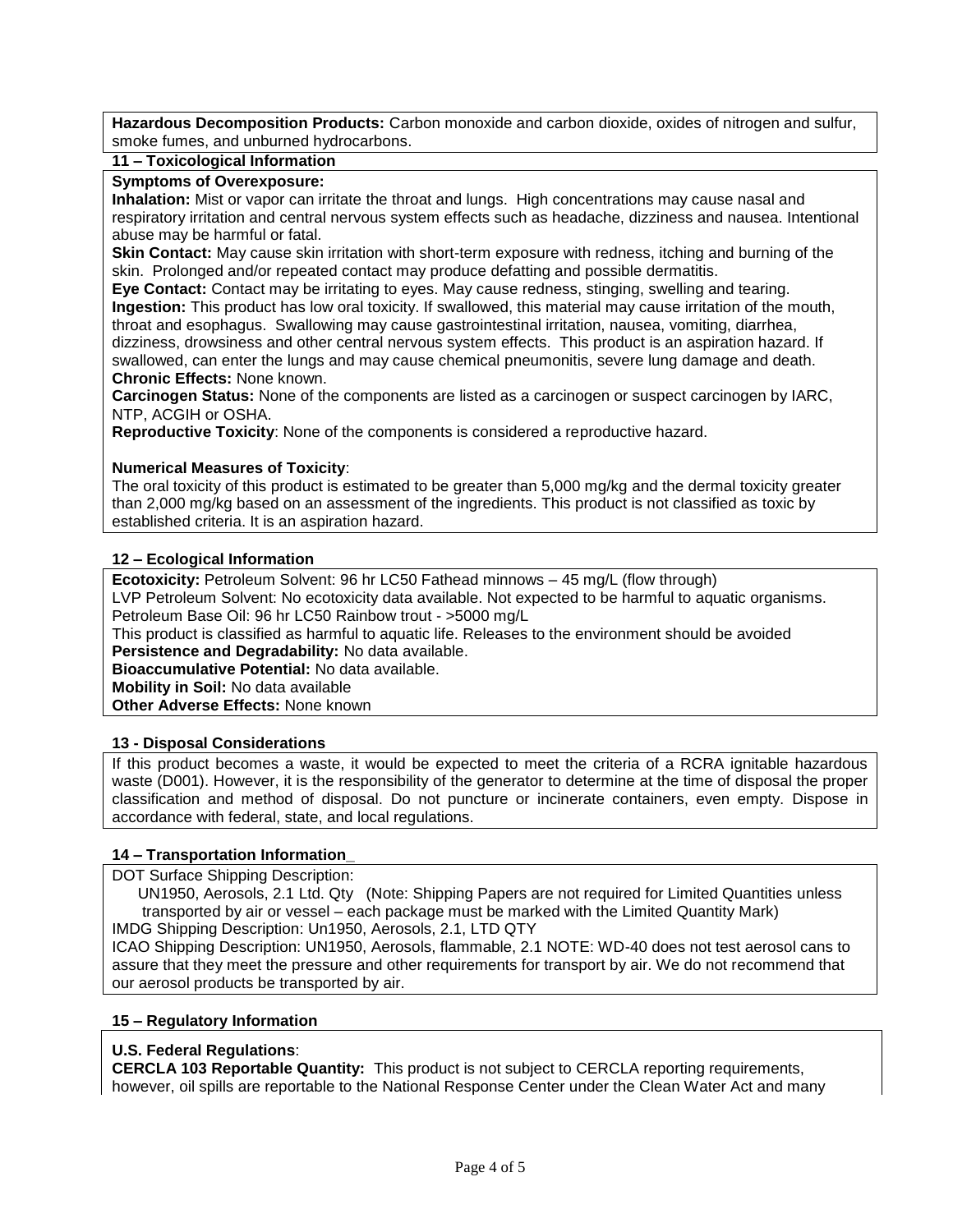**Hazardous Decomposition Products:** Carbon monoxide and carbon dioxide, oxides of nitrogen and sulfur, smoke fumes, and unburned hydrocarbons.

## 11 – Toxicological Information

**Symptoms of Overexposure:**

**Inhalation:** Mist or vapor can irritate the throat and lungs. High concentrations may cause nasal and respiratory irritation and central nervous system effects such as headache, dizziness and nausea. Intentional abuse may be harmful or fatal.

**Skin Contact:** May cause skin irritation with short-term exposure with redness, itching and burning of the skin. Prolonged and/or repeated contact may produce defatting and possible dermatitis.

**Eye Contact:** Contact may be irritating to eyes. May cause redness, stinging, swelling and tearing.

**Ingestion:** This product has low oral toxicity. If swallowed, this material may cause irritation of the mouth, throat and esophagus. Swallowing may cause gastrointestinal irritation, nausea, vomiting, diarrhea, dizziness, drowsiness and other central nervous system effects. This product is an aspiration hazard. If swallowed, can enter the lungs and may cause chemical pneumonitis, severe lung damage and death.

**Chronic Effects:** None known.

**Carcinogen Status:** None of the components are listed as a carcinogen or suspect carcinogen by IARC, NTP, ACGIH or OSHA.

**Reproductive Toxicity**: None of the components is considered a reproductive hazard.

**Numerical Measures of Toxicity**:

The oral toxicity of this product is estimated to be greater than 5,000 mg/kg and the dermal toxicity greater than 2,000 mg/kg based on an assessment of the ingredients. This product is not classified as toxic by established criteria. It is an aspiration hazard.

## 12 – Ecological Information

**Ecotoxicity:** Petroleum Solvent: 96 hr LC50 Fathead minnows – 45 mg/L (flow through)
LVP Petroleum Solvent: No ecotoxicity data available. Not expected to be harmful to aquatic organisms.
Petroleum Base Oil: 96 hr LC50 Rainbow trout - >5000 mg/L
This product is classified as harmful to aquatic life. Releases to the environment should be avoided

**Persistence and Degradability:** No data available.

**Bioaccumulative Potential:** No data available.

**Mobility in Soil:** No data available

**Other Adverse Effects:** None known

## 13 - Disposal Considerations

If this product becomes a waste, it would be expected to meet the criteria of a RCRA ignitable hazardous waste (D001). However, it is the responsibility of the generator to determine at the time of disposal the proper classification and method of disposal. Do not puncture or incinerate containers, even empty. Dispose in accordance with federal, state, and local regulations.

## 14 – Transportation Information_

DOT Surface Shipping Description:
UN1950, Aerosols, 2.1 Ltd. Qty (Note: Shipping Papers are not required for Limited Quantities unless transported by air or vessel – each package must be marked with the Limited Quantity Mark)
IMDG Shipping Description: Un1950, Aerosols, 2.1, LTD QTY
ICAO Shipping Description: UN1950, Aerosols, flammable, 2.1 NOTE: WD-40 does not test aerosol cans to assure that they meet the pressure and other requirements for transport by air. We do not recommend that our aerosol products be transported by air.

## 15 – Regulatory Information

**U.S. Federal Regulations**:

**CERCLA 103 Reportable Quantity:** This product is not subject to CERCLA reporting requirements, however, oil spills are reportable to the National Response Center under the Clean Water Act and many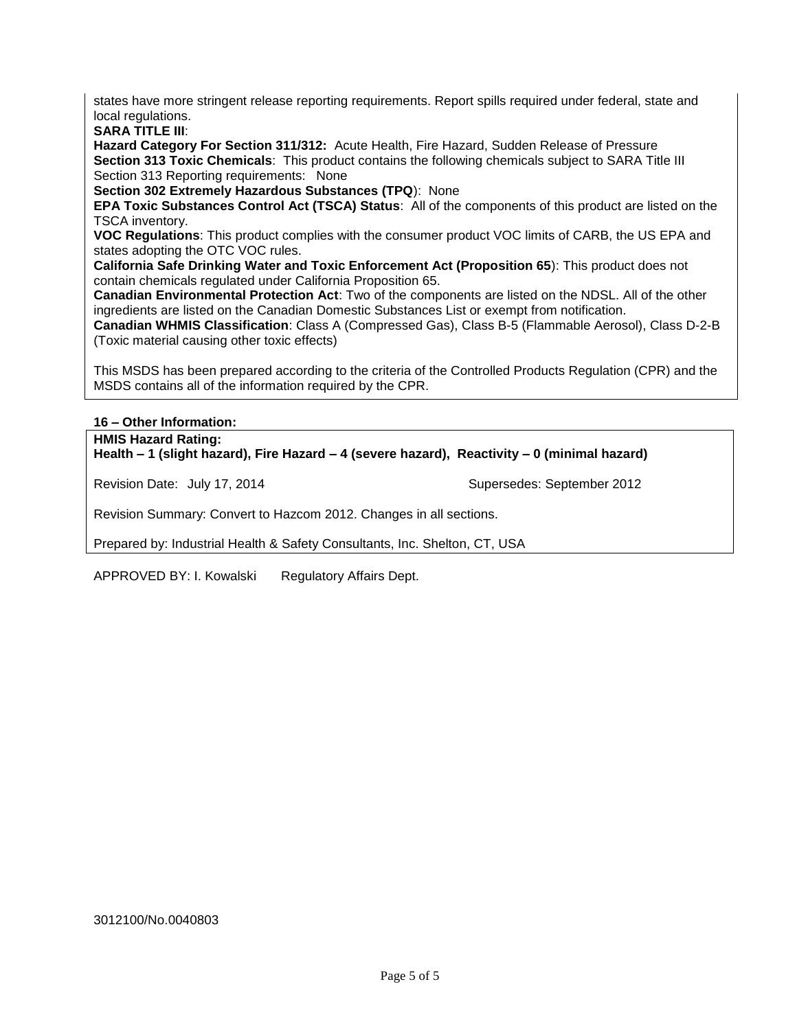states have more stringent release reporting requirements. Report spills required under federal, state and local regulations.

**SARA TITLE III**:

**Hazard Category For Section 311/312:** Acute Health, Fire Hazard, Sudden Release of Pressure

**Section 313 Toxic Chemicals**: This product contains the following chemicals subject to SARA Title III Section 313 Reporting requirements: None

**Section 302 Extremely Hazardous Substances (TPQ**): None

**EPA Toxic Substances Control Act (TSCA) Status**: All of the components of this product are listed on the TSCA inventory.

**VOC Regulations**: This product complies with the consumer product VOC limits of CARB, the US EPA and states adopting the OTC VOC rules.

**California Safe Drinking Water and Toxic Enforcement Act (Proposition 65**): This product does not contain chemicals regulated under California Proposition 65.

**Canadian Environmental Protection Act**: Two of the components are listed on the NDSL. All of the other ingredients are listed on the Canadian Domestic Substances List or exempt from notification.

**Canadian WHMIS Classification**: Class A (Compressed Gas), Class B-5 (Flammable Aerosol), Class D-2-B (Toxic material causing other toxic effects)

This MSDS has been prepared according to the criteria of the Controlled Products Regulation (CPR) and the MSDS contains all of the information required by the CPR.

**16 – Other Information:**

**HMIS Hazard Rating:**
**Health – 1 (slight hazard), Fire Hazard – 4 (severe hazard), Reactivity – 0 (minimal hazard)**

Revision Date: July 17, 2014 Supersedes: September 2012

Revision Summary: Convert to Hazcom 2012. Changes in all sections.

Prepared by: Industrial Health & Safety Consultants, Inc. Shelton, CT, USA

APPROVED BY: I. Kowalski Regulatory Affairs Dept.

3012100/No.0040803